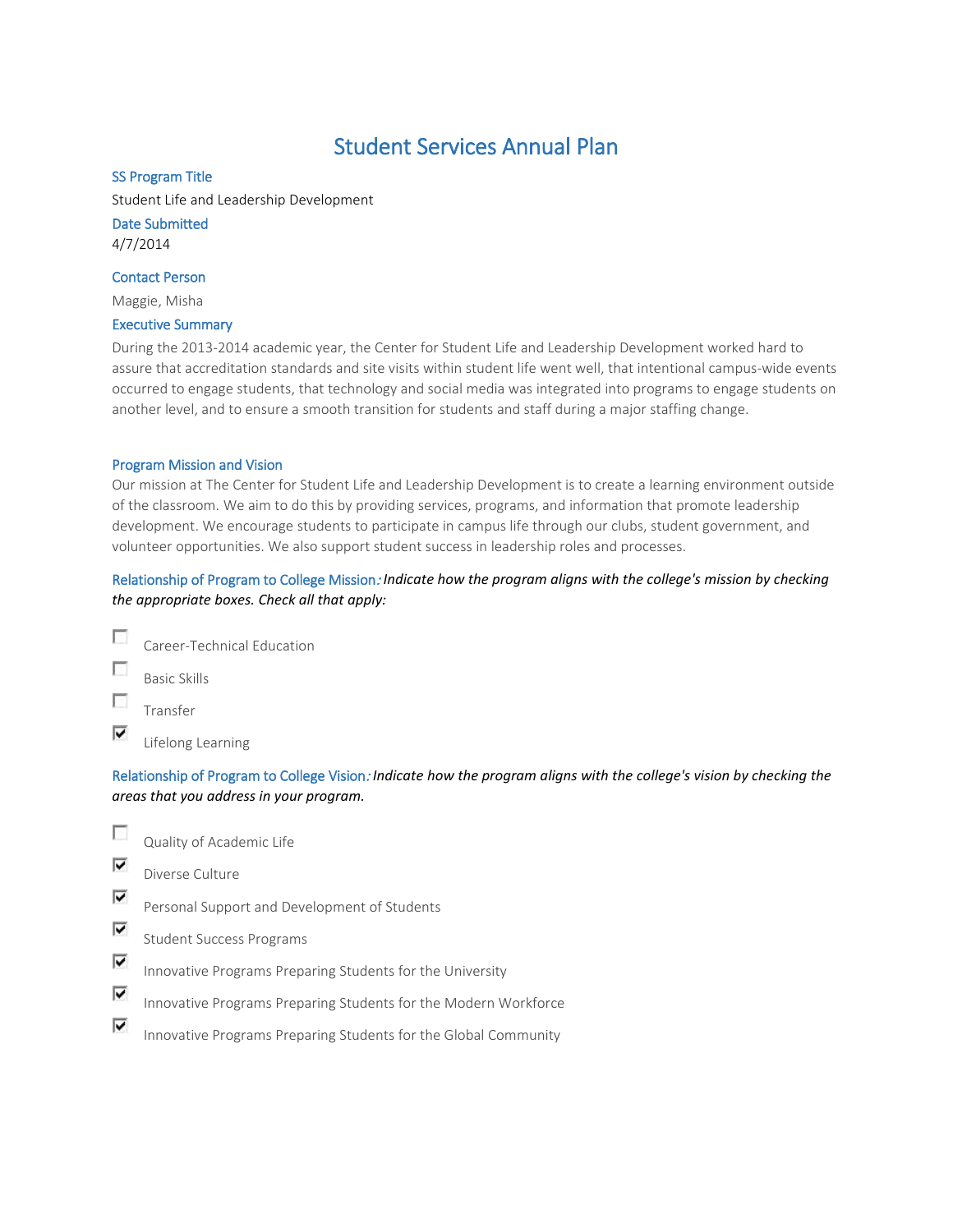# Student Services Annual Plan

### SS Program Title

Student Life and Leadership Development

### Date Submitted

4/7/2014

### Contact Person

Maggie, Misha

### Executive Summary

During the 2013-2014 academic year, the Center for Student Life and Leadership Development worked hard to assure that accreditation standards and site visits within student life went well, that intentional campus-wide events occurred to engage students, that technology and social media was integrated into programs to engage students on another level, and to ensure a smooth transition for students and staff during a major staffing change.

### Program Mission and Vision

Our mission at The Center for Student Life and Leadership Development is to create a learning environment outside of the classroom. We aim to do this by providing services, programs, and information that promote leadership development. We encourage students to participate in campus life through our clubs, student government, and volunteer opportunities. We also support student success in leadership roles and processes.

**Relationship of Program to College Mission***: Indicate how the program aligns with the college's mission by checking the appropriate boxes. Check all that apply:*

- [ ] Career-Technical Education
- [ ] Basic Skills
- [ ] Transfer
- [x] Lifelong Learning

**Relationship of Program to College Vision***: Indicate how the program aligns with the college's vision by checking the areas that you address in your program.*

- [ ] Quality of Academic Life
- [x] Diverse Culture
- [x] Personal Support and Development of Students
- [x] Student Success Programs
- [x] Innovative Programs Preparing Students for the University
- [x] Innovative Programs Preparing Students for the Modern Workforce
- [x] Innovative Programs Preparing Students for the Global Community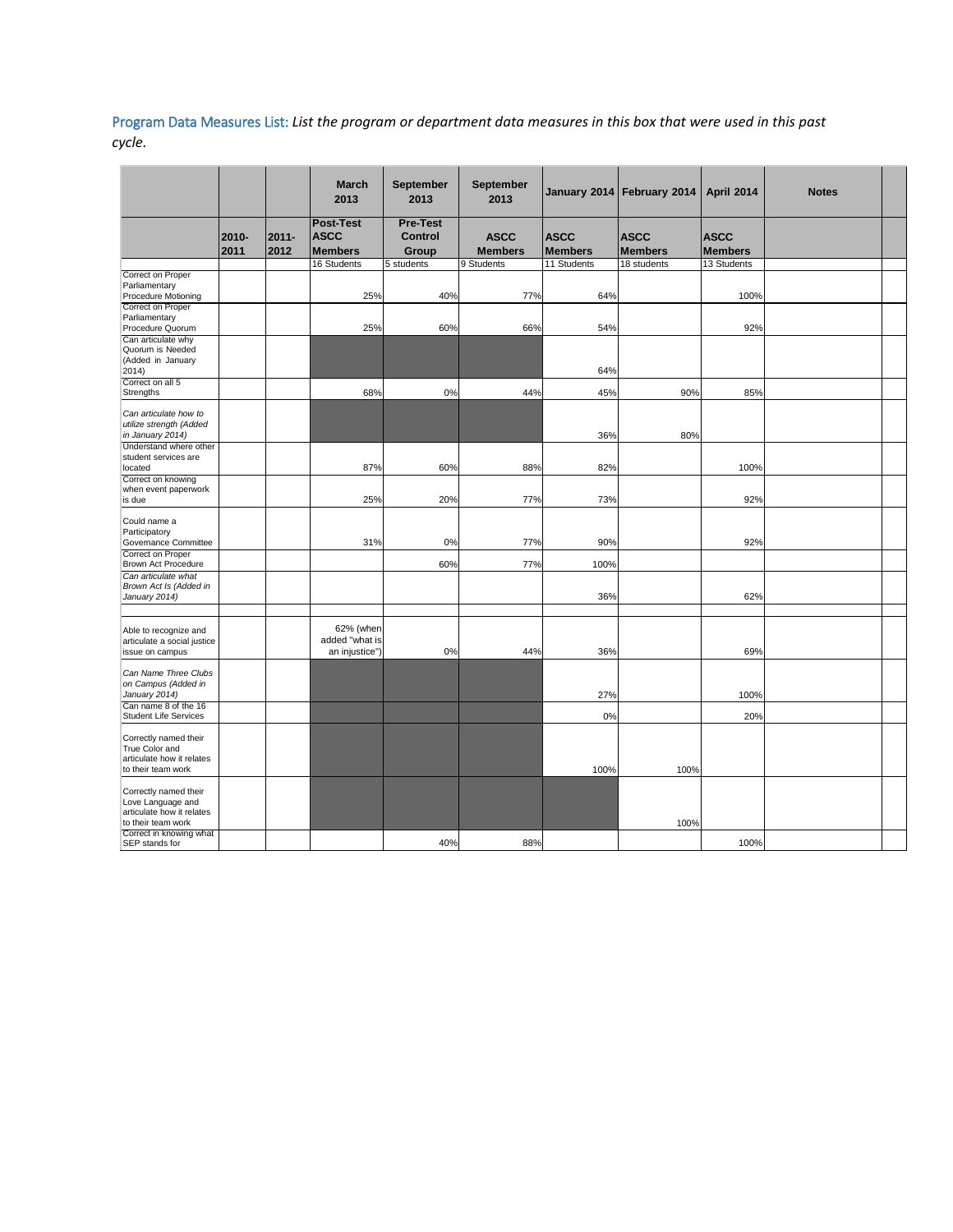Program Data Measures List: *List the program or department data measures in this box that were used in this past cycle.*

| | | | March 2013 | September 2013 | September 2013 | January 2014 | February 2014 | April 2014 | Notes | |
|---|---|---|---|---|---|---|---|---|---|---|
| | 2010-2011 | 2011-2012 | Post-Test ASCC Members | Pre-Test Control Group | ASCC Members | ASCC Members | ASCC Members | ASCC Members | | |
| | | | 16 Students | 5 students | 9 Students | 11 Students | 18 students | 13 Students | | |
| Correct on Proper Parliamentary Procedure Motioning | | | 25% | 40% | 77% | 64% | | 100% | | |
| Correct on Proper Parliamentary Procedure Quorum | | | 25% | 60% | 66% | 54% | | 92% | | |
| Can articulate why Quorum is Needed (Added in January 2014) | | | | | | 64% | | | | |
| Correct on all 5 Strengths | | | 68% | 0% | 44% | 45% | 90% | 85% | | |
| *Can articulate how to utilize strength (Added in January 2014)* | | | | | | 36% | 80% | | | |
| Understand where other student services are located | | | 87% | 60% | 88% | 82% | | 100% | | |
| Correct on knowing when event paperwork is due | | | 25% | 20% | 77% | 73% | | 92% | | |
| Could name a Participatory Governance Committee | | | 31% | 0% | 77% | 90% | | 92% | | |
| Correct on Proper Brown Act Procedure | | | | 60% | 77% | 100% | | | | |
| *Can articulate what Brown Act Is (Added in January 2014)* | | | | | | 36% | | 62% | | |
| | | | | | | | | | | |
| Able to recognize and articulate a social justice issue on campus | | | 62% (when added "what is an injustice") | 0% | 44% | 36% | | 69% | | |
| *Can Name Three Clubs on Campus (Added in January 2014)* | | | | | | 27% | | 100% | | |
| Can name 8 of the 16 Student Life Services | | | | | | 0% | | 20% | | |
| Correctly named their True Color and articulate how it relates to their team work | | | | | | 100% | 100% | | | |
| Correctly named their Love Language and articulate how it relates to their team work | | | | | | | 100% | | | |
| Correct in knowing what SEP stands for | | | | 40% | 88% | | | 100% | | |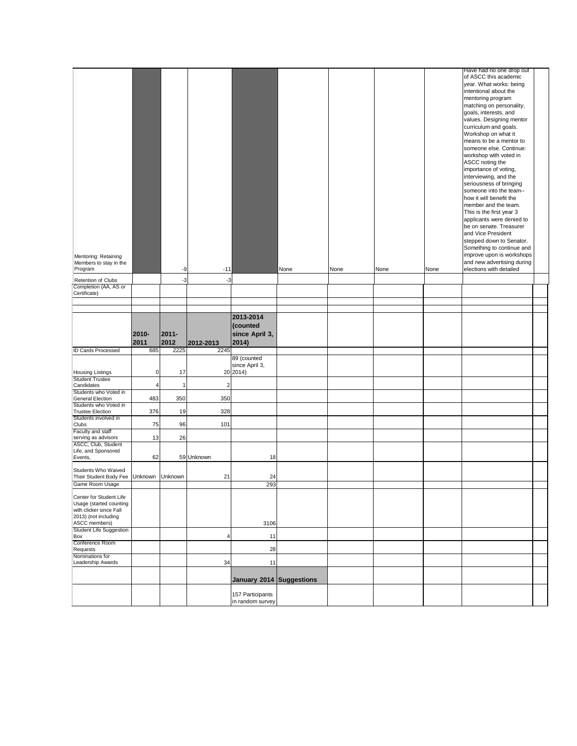| | | | | | | | | | | |
|---|---|---|---|---|---|---|---|---|---|---|
| Mentoring: Retaining Members to stay in the Program | | -9 | -11 | | None | None | None | None | Have had no one drop out of ASCC this academic year. What works: being intentional about the mentoring program matching on personality, goals, interests, and values. Designing mentor curriculum and goals. Workshop on what it means to be a mentor to someone else. Continue: workshop with voted in ASCC noting the importance of voting, interviewing, and the seriousness of bringing someone into the team--how it will benefit the member and the team. This is the first year 3 applicants were denied to be on senate. Treasurer and Vice President stepped down to Senator. Something to continue and improve upon is workshops and new advertising during elections with detailed | |
| Retention of Clubs | | -3 | -3 | | | | | | | |
| Completion (AA, AS or Certificate) | | | | | | | | | | |
| | | | | | | | | | | |
| | | | | | | | | | | |
| | **2010-2011** | **2011-2012** | **2012-2013** | **2013-2014 (counted since April 3, 2014)** | | | | | | |
| ID Cards Processed | 685 | 2225 | 2245 | | | | | | | |
| Housing Listings | 0 | 17 | 20 | 89 (counted since April 3, 2014) | | | | | | |
| Student Trustee Candidates | 4 | 1 | 2 | | | | | | | |
| Students who Voted in General Election | 483 | 350 | 350 | | | | | | | |
| Students who Voted in Trustee Election | 376 | 19 | 328 | | | | | | | |
| Students involved in Clubs | 75 | 96 | 101 | | | | | | | |
| Faculty and staff serving as advisors | 13 | 26 | | | | | | | | |
| ASCC, Club, Student Life, and Sponsored Events, | 62 | 59 | Unknown | 18 | | | | | | |
| Students Who Waived Their Student Body Fee | Unknown | Unknown | 21 | 24 | | | | | | |
| Game Room Usage | | | | 293 | | | | | | |
| Center for Student Life Usage (started counting with clicker since Fall 2013) (not including ASCC members) | | | | 3106 | | | | | | |
| Student Life Suggestion Box | | | 4 | 11 | | | | | | |
| Conference Room Requests | | | | 28 | | | | | | |
| Nominations for Leadership Awards | | | 34 | 11 | | | | | | |
| | | | | **January 2014** | **Suggestions** | | | | | |
| | | | | 157 Participants in random survey | | | | | | |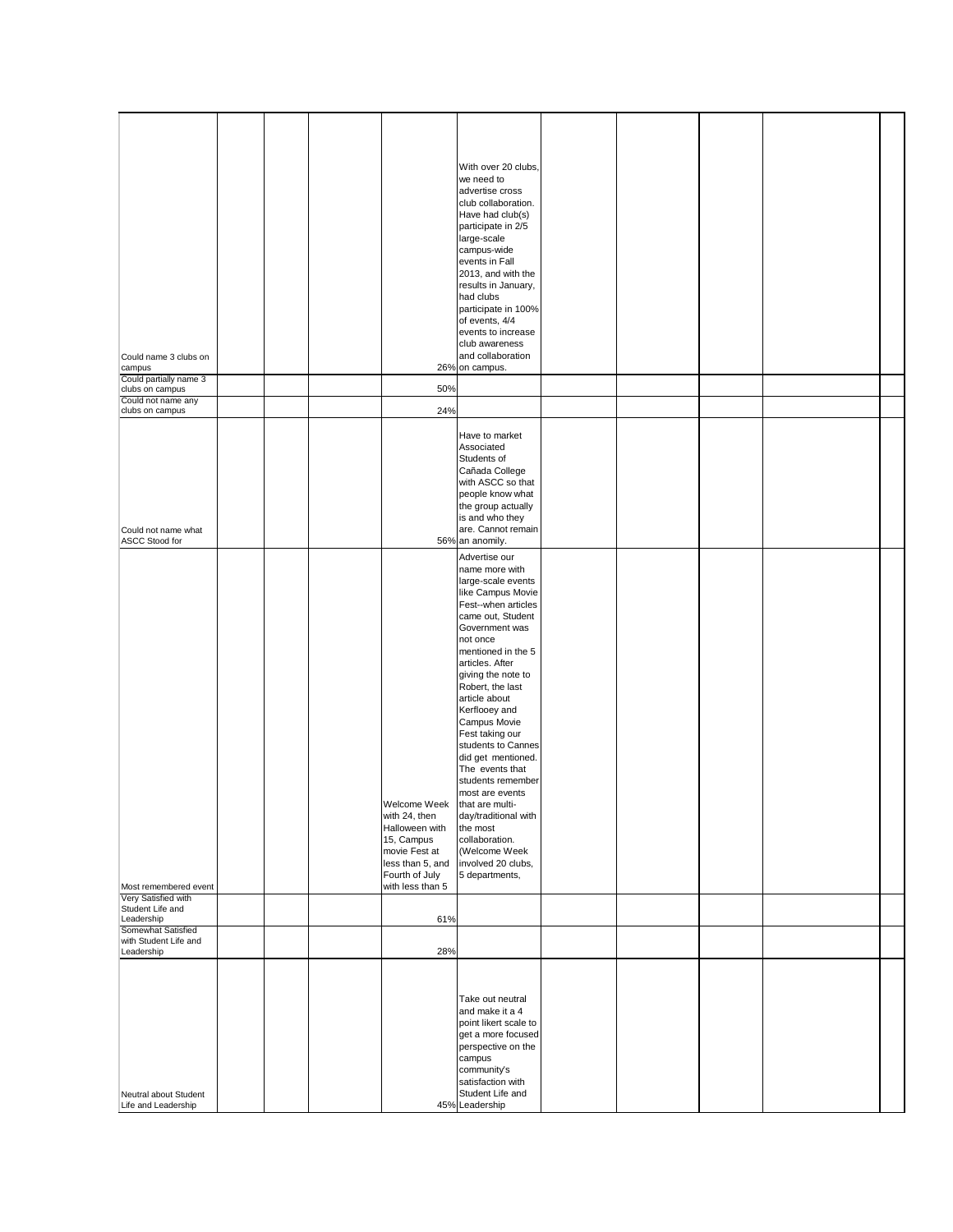| | | | | | | | | | | |
|---|---|---|---|---|---|---|---|---|---|---|
| Could name 3 clubs on campus | | | | 26% | With over 20 clubs, we need to advertise cross club collaboration. Have had club(s) participate in 2/5 large-scale campus-wide events in Fall 2013, and with the results in January, had clubs participate in 100% of events, 4/4 events to increase club awareness and collaboration on campus. | | | | | |
| Could partially name 3 clubs on campus | | | | 50% | | | | | | |
| Could not name any clubs on campus | | | | 24% | | | | | | |
| Could not name what ASCC Stood for | | | | 56% | Have to market Associated Students of Cañada College with ASCC so that people know what the group actually is and who they are. Cannot remain an anomily. | | | | | |
| Most remembered event | | | | Welcome Week with 24, then Halloween with 15, Campus movie Fest at less than 5, and Fourth of July with less than 5 | Advertise our name more with large-scale events like Campus Movie Fest--when articles came out, Student Government was not once mentioned in the 5 articles. After giving the note to Robert, the last article about Kerflooey and Campus Movie Fest taking our students to Cannes did get mentioned. The events that students remember most are events that are multi-day/traditional with the most collaboration. (Welcome Week involved 20 clubs, 5 departments, | | | | | |
| Very Satisfied with Student Life and Leadership | | | | 61% | | | | | | |
| Somewhat Satisfied with Student Life and Leadership | | | | 28% | | | | | | |
| Neutral about Student Life and Leadership | | | | 45% | Take out neutral and make it a 4 point likert scale to get a more focused perspective on the campus community's satisfaction with Student Life and Leadership | | | | | |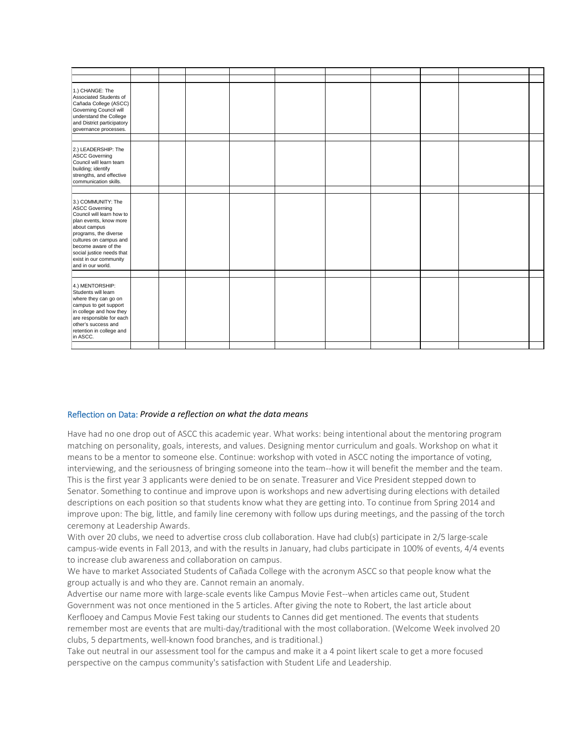| | | | | | | | | | | |
|---|---|---|---|---|---|---|---|---|---|---|
| | | | | | | | | | | |
| 1.) CHANGE: The Associated Students of Cañada College (ASCC) Governing Council will understand the College and District participatory governance processes. | | | | | | | | | | |
| | | | | | | | | | | |
| 2.) LEADERSHIP: The ASCC Governing Council will learn team building; identify strengths, and effective communication skills. | | | | | | | | | | |
| | | | | | | | | | | |
| 3.) COMMUNITY: The ASCC Governing Council will learn how to plan events, know more about campus programs, the diverse cultures on campus and become aware of the social justice needs that exist in our community and in our world. | | | | | | | | | | |
| | | | | | | | | | | |
| 4.) MENTORSHIP: Students will learn where they can go on campus to get support in college and how they are responsible for each other's success and retention in college and in ASCC. | | | | | | | | | | |
| | | | | | | | | | | |

Reflection on Data: *Provide a reflection on what the data means*

Have had no one drop out of ASCC this academic year. What works: being intentional about the mentoring program matching on personality, goals, interests, and values. Designing mentor curriculum and goals. Workshop on what it means to be a mentor to someone else. Continue: workshop with voted in ASCC noting the importance of voting, interviewing, and the seriousness of bringing someone into the team--how it will benefit the member and the team. This is the first year 3 applicants were denied to be on senate. Treasurer and Vice President stepped down to Senator. Something to continue and improve upon is workshops and new advertising during elections with detailed descriptions on each position so that students know what they are getting into. To continue from Spring 2014 and improve upon: The big, little, and family line ceremony with follow ups during meetings, and the passing of the torch ceremony at Leadership Awards.

With over 20 clubs, we need to advertise cross club collaboration. Have had club(s) participate in 2/5 large-scale campus-wide events in Fall 2013, and with the results in January, had clubs participate in 100% of events, 4/4 events to increase club awareness and collaboration on campus.

We have to market Associated Students of Cañada College with the acronym ASCC so that people know what the group actually is and who they are. Cannot remain an anomaly.

Advertise our name more with large-scale events like Campus Movie Fest--when articles came out, Student Government was not once mentioned in the 5 articles. After giving the note to Robert, the last article about Kerflooey and Campus Movie Fest taking our students to Cannes did get mentioned. The events that students remember most are events that are multi-day/traditional with the most collaboration. (Welcome Week involved 20 clubs, 5 departments, well-known food branches, and is traditional.)

Take out neutral in our assessment tool for the campus and make it a 4 point likert scale to get a more focused perspective on the campus community's satisfaction with Student Life and Leadership.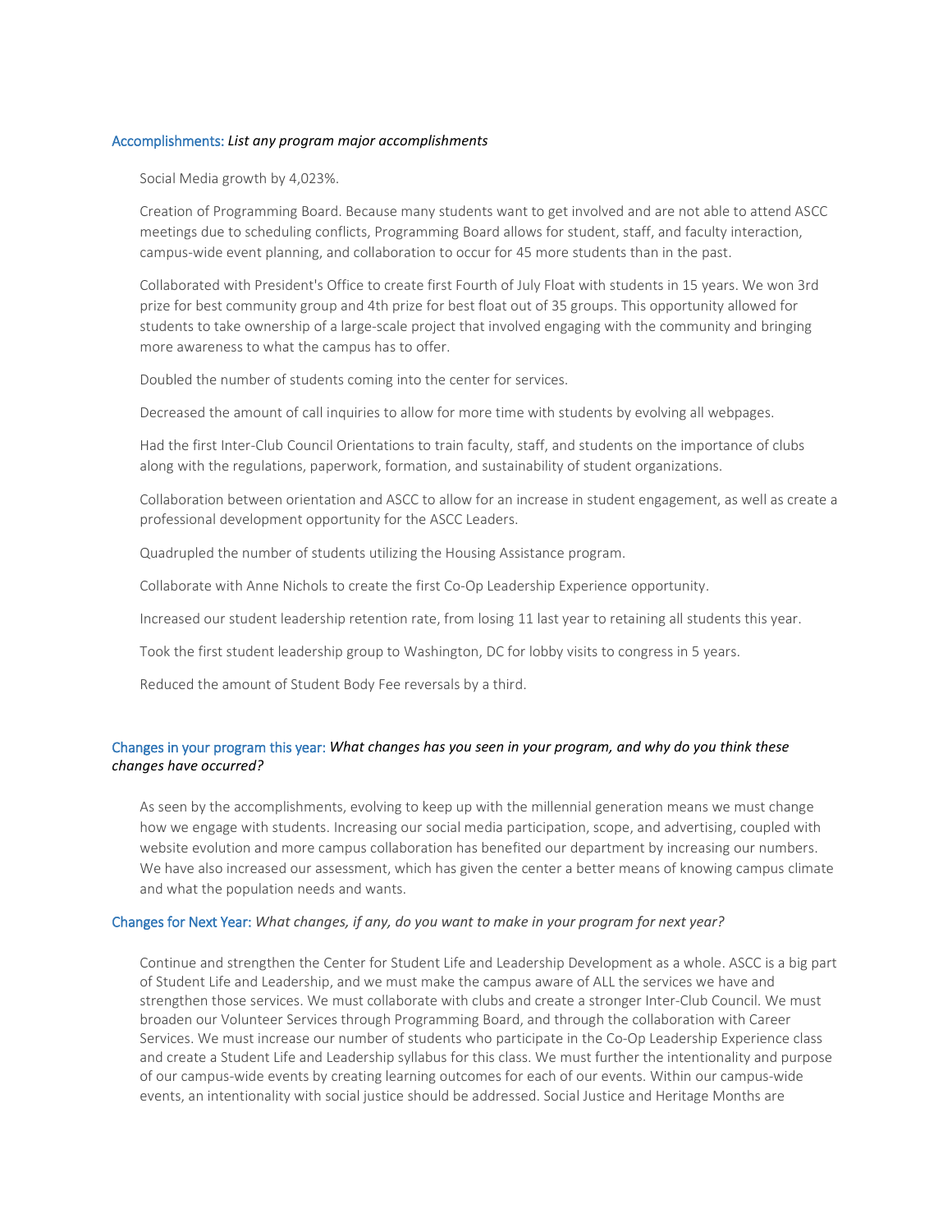**Accomplishments:** *List any program major accomplishments*

Social Media growth by 4,023%.

Creation of Programming Board. Because many students want to get involved and are not able to attend ASCC meetings due to scheduling conflicts, Programming Board allows for student, staff, and faculty interaction, campus-wide event planning, and collaboration to occur for 45 more students than in the past.

Collaborated with President's Office to create first Fourth of July Float with students in 15 years. We won 3rd prize for best community group and 4th prize for best float out of 35 groups. This opportunity allowed for students to take ownership of a large-scale project that involved engaging with the community and bringing more awareness to what the campus has to offer.

Doubled the number of students coming into the center for services.

Decreased the amount of call inquiries to allow for more time with students by evolving all webpages.

Had the first Inter-Club Council Orientations to train faculty, staff, and students on the importance of clubs along with the regulations, paperwork, formation, and sustainability of student organizations.

Collaboration between orientation and ASCC to allow for an increase in student engagement, as well as create a professional development opportunity for the ASCC Leaders.

Quadrupled the number of students utilizing the Housing Assistance program.

Collaborate with Anne Nichols to create the first Co-Op Leadership Experience opportunity.

Increased our student leadership retention rate, from losing 11 last year to retaining all students this year.

Took the first student leadership group to Washington, DC for lobby visits to congress in 5 years.

Reduced the amount of Student Body Fee reversals by a third.

**Changes in your program this year:** *What changes has you seen in your program, and why do you think these changes have occurred?*

As seen by the accomplishments, evolving to keep up with the millennial generation means we must change how we engage with students. Increasing our social media participation, scope, and advertising, coupled with website evolution and more campus collaboration has benefited our department by increasing our numbers. We have also increased our assessment, which has given the center a better means of knowing campus climate and what the population needs and wants.

**Changes for Next Year:** *What changes, if any, do you want to make in your program for next year?*

Continue and strengthen the Center for Student Life and Leadership Development as a whole. ASCC is a big part of Student Life and Leadership, and we must make the campus aware of ALL the services we have and strengthen those services. We must collaborate with clubs and create a stronger Inter-Club Council. We must broaden our Volunteer Services through Programming Board, and through the collaboration with Career Services. We must increase our number of students who participate in the Co-Op Leadership Experience class and create a Student Life and Leadership syllabus for this class. We must further the intentionality and purpose of our campus-wide events by creating learning outcomes for each of our events. Within our campus-wide events, an intentionality with social justice should be addressed. Social Justice and Heritage Months are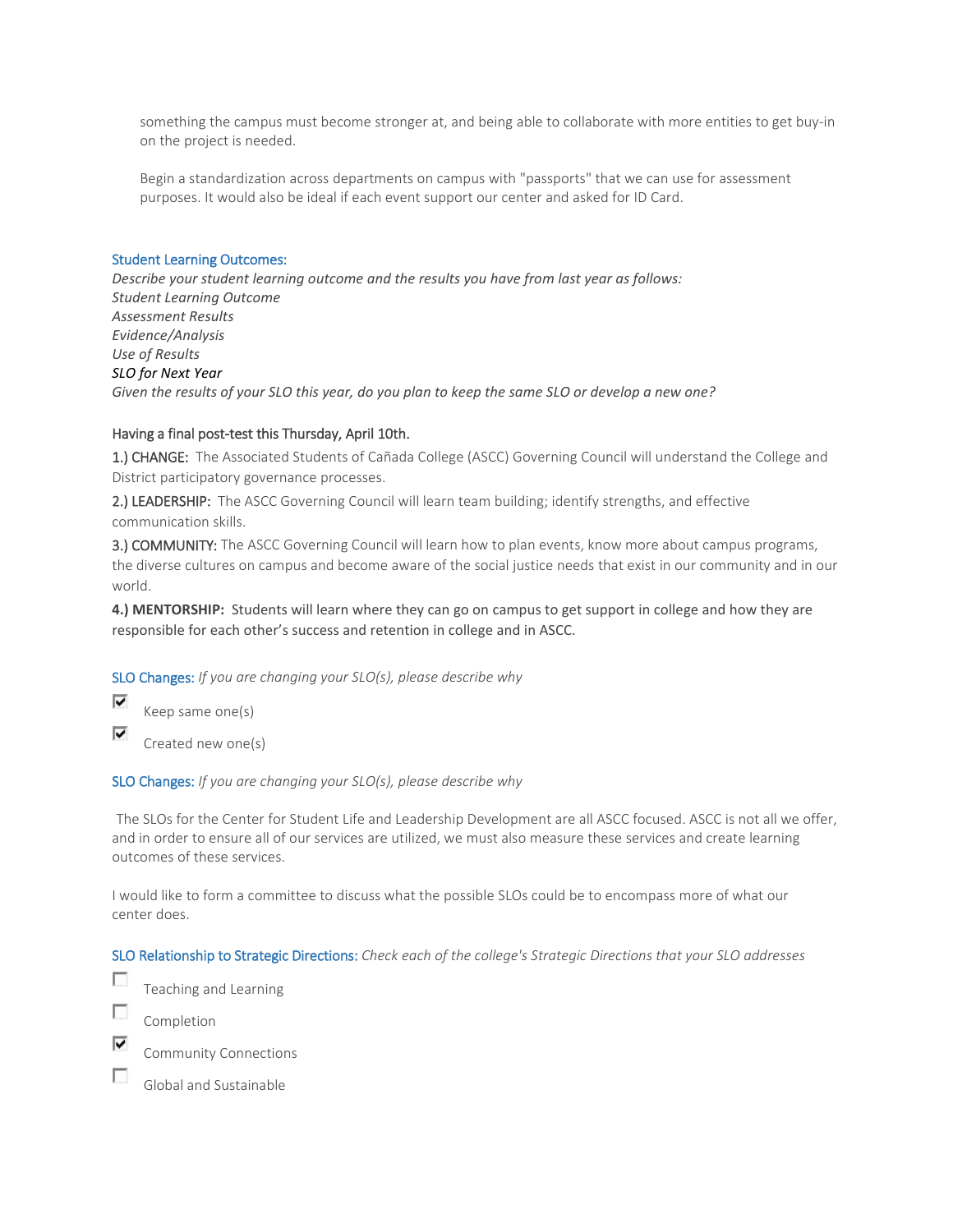something the campus must become stronger at, and being able to collaborate with more entities to get buy-in on the project is needed.

Begin a standardization across departments on campus with "passports" that we can use for assessment purposes. It would also be ideal if each event support our center and asked for ID Card.

Student Learning Outcomes:
*Describe your student learning outcome and the results you have from last year as follows:*
*Student Learning Outcome*
*Assessment Results*
*Evidence/Analysis*
*Use of Results*
*SLO for Next Year*
*Given the results of your SLO this year, do you plan to keep the same SLO or develop a new one?*

Having a final post-test this Thursday, April 10th.

1.) CHANGE: The Associated Students of Cañada College (ASCC) Governing Council will understand the College and District participatory governance processes.

2.) LEADERSHIP: The ASCC Governing Council will learn team building; identify strengths, and effective communication skills.

3.) COMMUNITY: The ASCC Governing Council will learn how to plan events, know more about campus programs, the diverse cultures on campus and become aware of the social justice needs that exist in our community and in our world.

**4.) MENTORSHIP:** Students will learn where they can go on campus to get support in college and how they are responsible for each other's success and retention in college and in ASCC.

SLO Changes: *If you are changing your SLO(s), please describe why*

- [x] Keep same one(s)
- [x] Created new one(s)

SLO Changes: *If you are changing your SLO(s), please describe why*

The SLOs for the Center for Student Life and Leadership Development are all ASCC focused. ASCC is not all we offer, and in order to ensure all of our services are utilized, we must also measure these services and create learning outcomes of these services.

I would like to form a committee to discuss what the possible SLOs could be to encompass more of what our center does.

SLO Relationship to Strategic Directions: *Check each of the college's Strategic Directions that your SLO addresses*

- [ ] Teaching and Learning
- [ ] Completion
- [x] Community Connections
- [ ] Global and Sustainable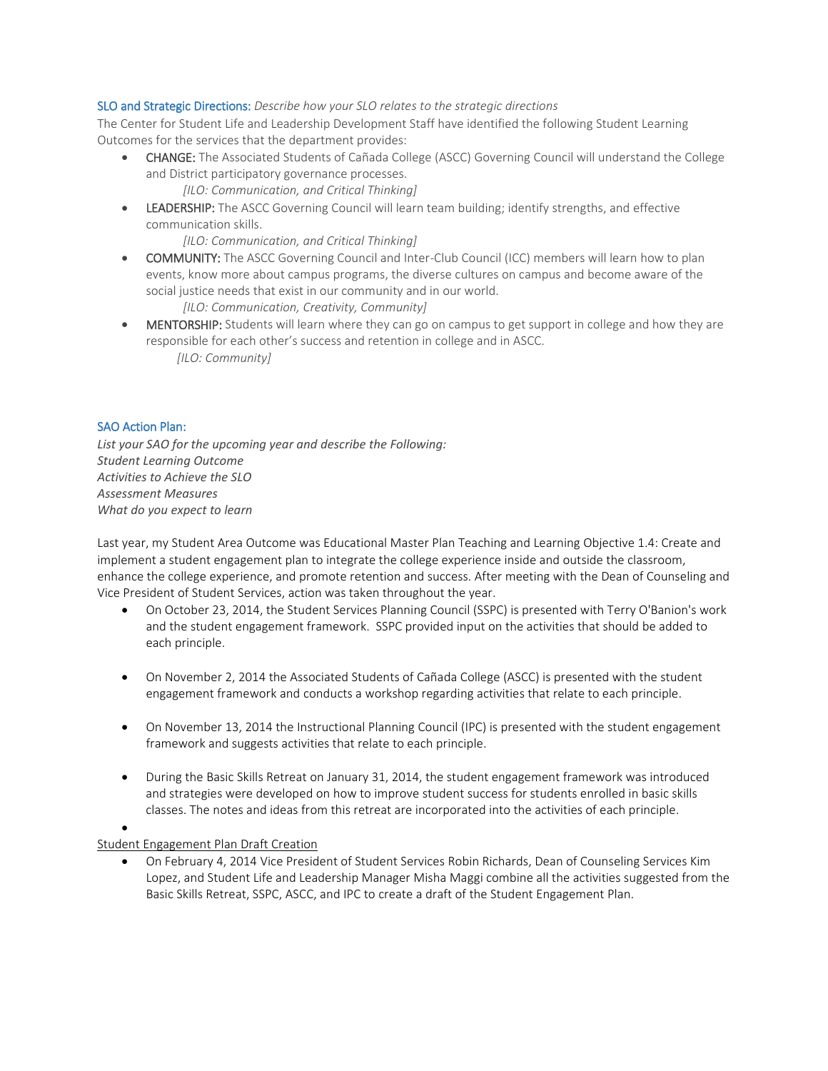SLO and Strategic Directions: *Describe how your SLO relates to the strategic directions*

The Center for Student Life and Leadership Development Staff have identified the following Student Learning Outcomes for the services that the department provides:

- CHANGE: The Associated Students of Cañada College (ASCC) Governing Council will understand the College and District participatory governance processes.
  *[ILO: Communication, and Critical Thinking]*
- LEADERSHIP: The ASCC Governing Council will learn team building; identify strengths, and effective communication skills.
  *[ILO: Communication, and Critical Thinking]*
- COMMUNITY: The ASCC Governing Council and Inter-Club Council (ICC) members will learn how to plan events, know more about campus programs, the diverse cultures on campus and become aware of the social justice needs that exist in our community and in our world.
  *[ILO: Communication, Creativity, Community]*
- MENTORSHIP: Students will learn where they can go on campus to get support in college and how they are responsible for each other's success and retention in college and in ASCC.
  *[ILO: Community]*

SAO Action Plan:

*List your SAO for the upcoming year and describe the Following:*
*Student Learning Outcome*
*Activities to Achieve the SLO*
*Assessment Measures*
*What do you expect to learn*

Last year, my Student Area Outcome was Educational Master Plan Teaching and Learning Objective 1.4: Create and implement a student engagement plan to integrate the college experience inside and outside the classroom, enhance the college experience, and promote retention and success. After meeting with the Dean of Counseling and Vice President of Student Services, action was taken throughout the year.

- On October 23, 2014, the Student Services Planning Council (SSPC) is presented with Terry O'Banion's work and the student engagement framework. SSPC provided input on the activities that should be added to each principle.
- On November 2, 2014 the Associated Students of Cañada College (ASCC) is presented with the student engagement framework and conducts a workshop regarding activities that relate to each principle.
- On November 13, 2014 the Instructional Planning Council (IPC) is presented with the student engagement framework and suggests activities that relate to each principle.
- During the Basic Skills Retreat on January 31, 2014, the student engagement framework was introduced and strategies were developed on how to improve student success for students enrolled in basic skills classes. The notes and ideas from this retreat are incorporated into the activities of each principle.

Student Engagement Plan Draft Creation

- On February 4, 2014 Vice President of Student Services Robin Richards, Dean of Counseling Services Kim Lopez, and Student Life and Leadership Manager Misha Maggi combine all the activities suggested from the Basic Skills Retreat, SSPC, ASCC, and IPC to create a draft of the Student Engagement Plan.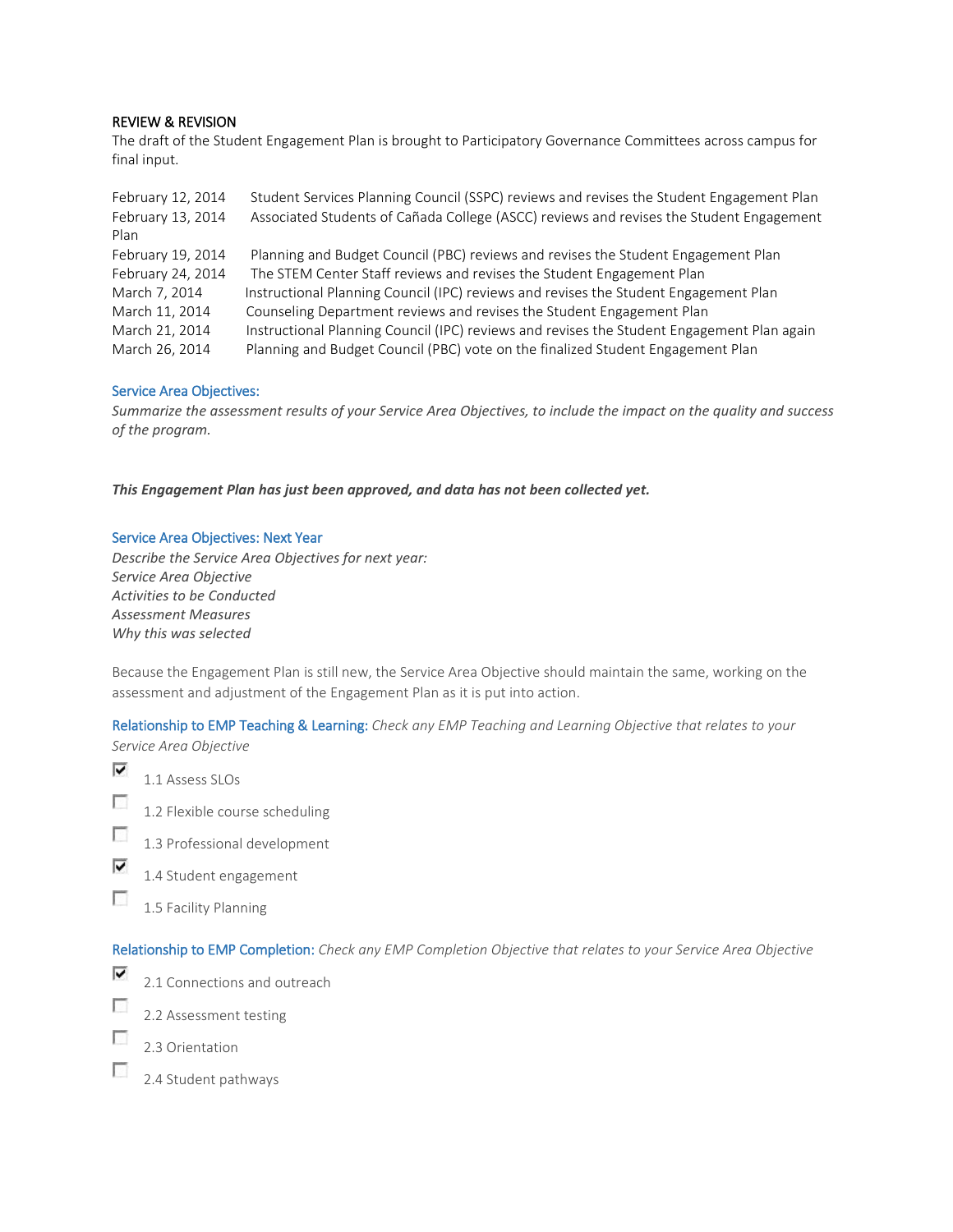**REVIEW & REVISION**

The draft of the Student Engagement Plan is brought to Participatory Governance Committees across campus for final input.

| | |
|---|---|
| February 12, 2014 | Student Services Planning Council (SSPC) reviews and revises the Student Engagement Plan |
| February 13, 2014 | Associated Students of Cañada College (ASCC) reviews and revises the Student Engagement Plan |
| February 19, 2014 | Planning and Budget Council (PBC) reviews and revises the Student Engagement Plan |
| February 24, 2014 | The STEM Center Staff reviews and revises the Student Engagement Plan |
| March 7, 2014 | Instructional Planning Council (IPC) reviews and revises the Student Engagement Plan |
| March 11, 2014 | Counseling Department reviews and revises the Student Engagement Plan |
| March 21, 2014 | Instructional Planning Council (IPC) reviews and revises the Student Engagement Plan again |
| March 26, 2014 | Planning and Budget Council (PBC) vote on the finalized Student Engagement Plan |

### Service Area Objectives:

*Summarize the assessment results of your Service Area Objectives, to include the impact on the quality and success of the program.*

***This Engagement Plan has just been approved, and data has not been collected yet.***

### Service Area Objectives: Next Year

*Describe the Service Area Objectives for next year:*
*Service Area Objective*
*Activities to be Conducted*
*Assessment Measures*
*Why this was selected*

Because the Engagement Plan is still new, the Service Area Objective should maintain the same, working on the assessment and adjustment of the Engagement Plan as it is put into action.

**Relationship to EMP Teaching & Learning:** *Check any EMP Teaching and Learning Objective that relates to your Service Area Objective*

- [x] 1.1 Assess SLOs
- [ ] 1.2 Flexible course scheduling
- [ ] 1.3 Professional development
- [x] 1.4 Student engagement
- [ ] 1.5 Facility Planning

**Relationship to EMP Completion:** *Check any EMP Completion Objective that relates to your Service Area Objective*

- [x] 2.1 Connections and outreach
- [ ] 2.2 Assessment testing
- [ ] 2.3 Orientation
- [ ] 2.4 Student pathways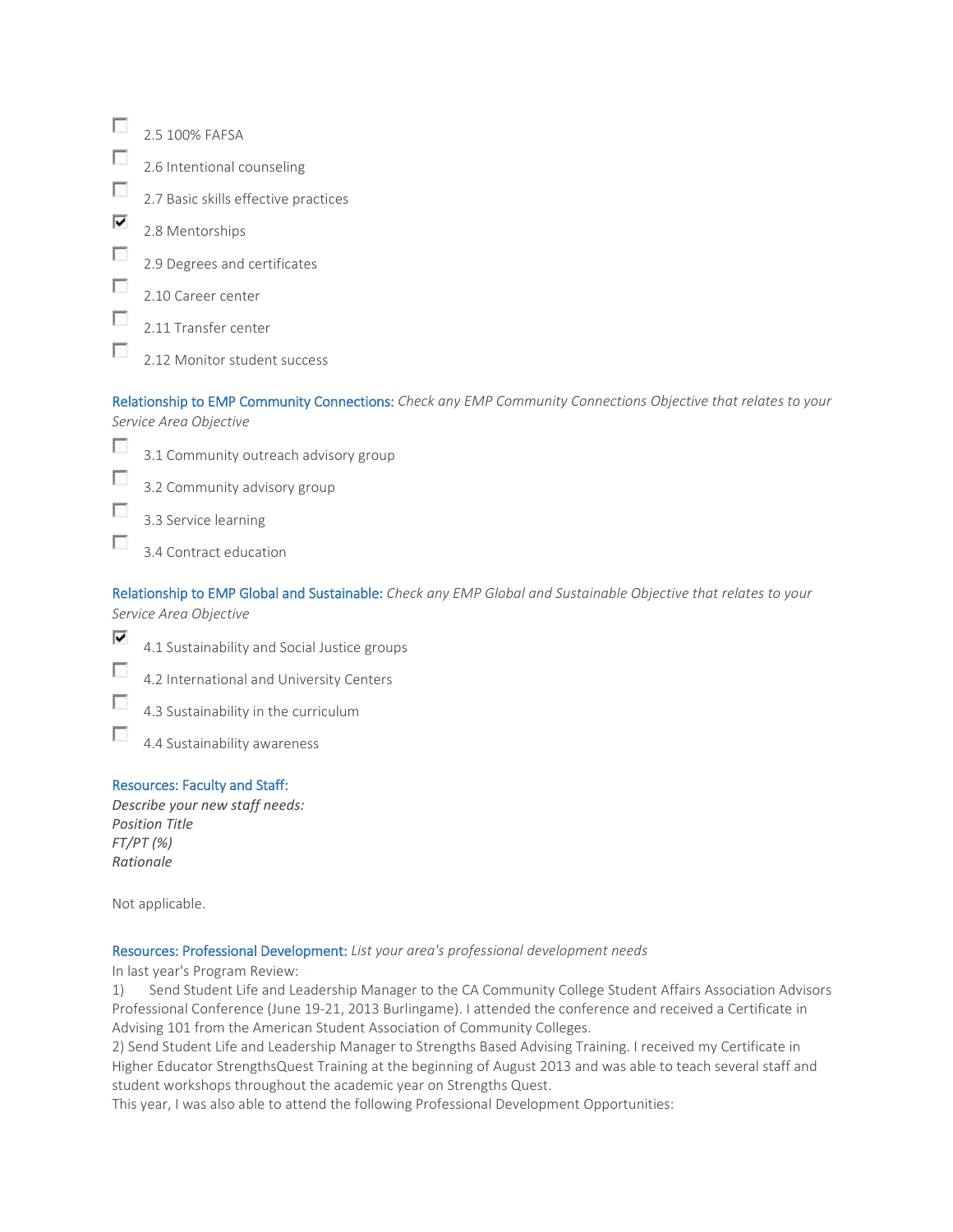- [ ] 2.5 100% FAFSA
- [ ] 2.6 Intentional counseling
- [ ] 2.7 Basic skills effective practices
- [x] 2.8 Mentorships
- [ ] 2.9 Degrees and certificates
- [ ] 2.10 Career center
- [ ] 2.11 Transfer center
- [ ] 2.12 Monitor student success

**Relationship to EMP Community Connections:** *Check any EMP Community Connections Objective that relates to your Service Area Objective*

- [ ] 3.1 Community outreach advisory group
- [ ] 3.2 Community advisory group
- [ ] 3.3 Service learning
- [ ] 3.4 Contract education

**Relationship to EMP Global and Sustainable:** *Check any EMP Global and Sustainable Objective that relates to your Service Area Objective*

- [x] 4.1 Sustainability and Social Justice groups
- [ ] 4.2 International and University Centers
- [ ] 4.3 Sustainability in the curriculum
- [ ] 4.4 Sustainability awareness

**Resources: Faculty and Staff:**
*Describe your new staff needs:*
*Position Title*
*FT/PT (%)*
*Rationale*

Not applicable.

**Resources: Professional Development:** *List your area's professional development needs*
In last year's Program Review:
1) Send Student Life and Leadership Manager to the CA Community College Student Affairs Association Advisors Professional Conference (June 19-21, 2013 Burlingame). I attended the conference and received a Certificate in Advising 101 from the American Student Association of Community Colleges.
2) Send Student Life and Leadership Manager to Strengths Based Advising Training. I received my Certificate in Higher Educator StrengthsQuest Training at the beginning of August 2013 and was able to teach several staff and student workshops throughout the academic year on Strengths Quest.
This year, I was also able to attend the following Professional Development Opportunities: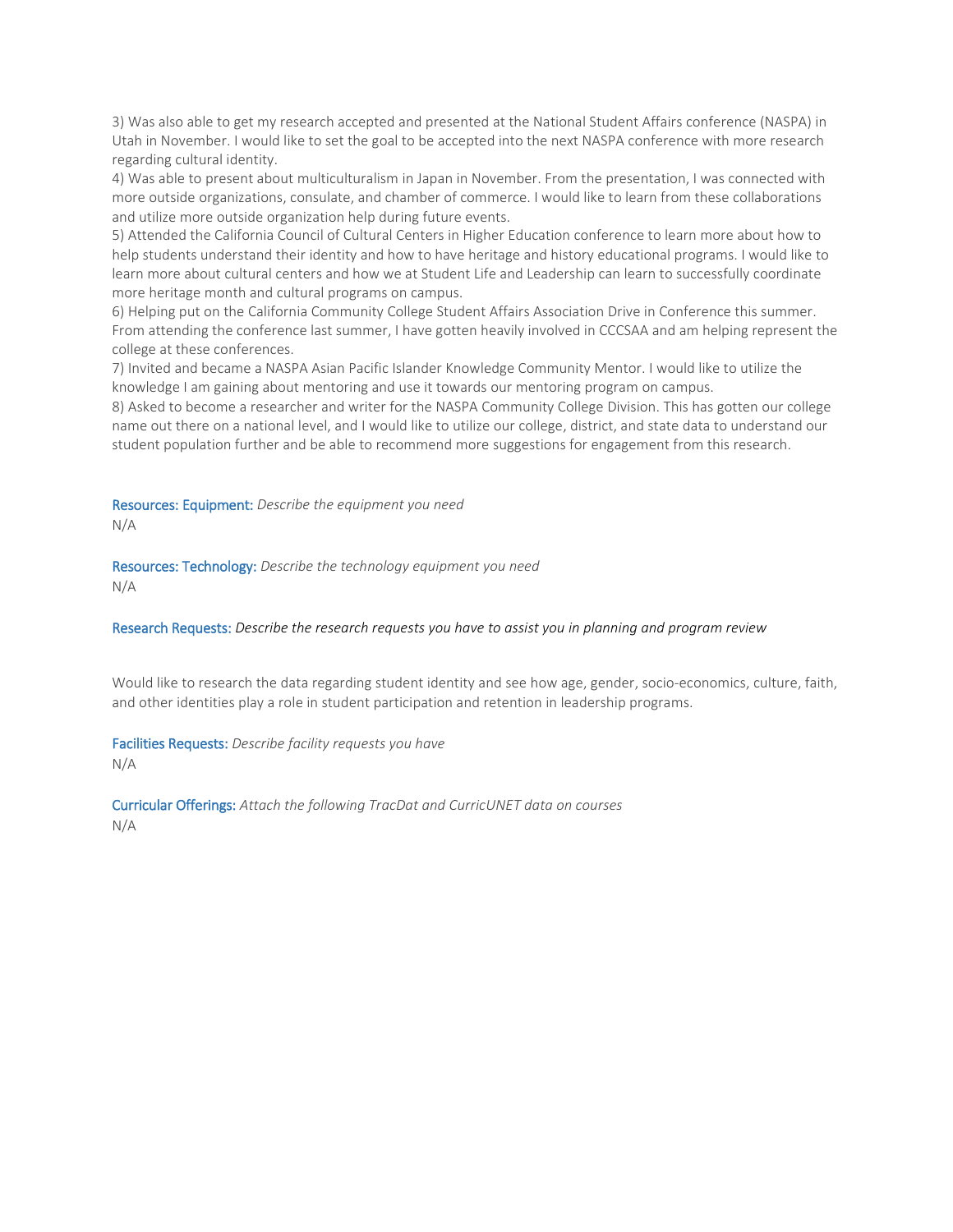3) Was also able to get my research accepted and presented at the National Student Affairs conference (NASPA) in Utah in November. I would like to set the goal to be accepted into the next NASPA conference with more research regarding cultural identity.
4) Was able to present about multiculturalism in Japan in November. From the presentation, I was connected with more outside organizations, consulate, and chamber of commerce. I would like to learn from these collaborations and utilize more outside organization help during future events.
5) Attended the California Council of Cultural Centers in Higher Education conference to learn more about how to help students understand their identity and how to have heritage and history educational programs. I would like to learn more about cultural centers and how we at Student Life and Leadership can learn to successfully coordinate more heritage month and cultural programs on campus.
6) Helping put on the California Community College Student Affairs Association Drive in Conference this summer. From attending the conference last summer, I have gotten heavily involved in CCCSAA and am helping represent the college at these conferences.
7) Invited and became a NASPA Asian Pacific Islander Knowledge Community Mentor. I would like to utilize the knowledge I am gaining about mentoring and use it towards our mentoring program on campus.
8) Asked to become a researcher and writer for the NASPA Community College Division. This has gotten our college name out there on a national level, and I would like to utilize our college, district, and state data to understand our student population further and be able to recommend more suggestions for engagement from this research.

**Resources: Equipment:** *Describe the equipment you need*
N/A

**Resources: Technology:** *Describe the technology equipment you need*
N/A

**Research Requests:** *Describe the research requests you have to assist you in planning and program review*

Would like to research the data regarding student identity and see how age, gender, socio-economics, culture, faith, and other identities play a role in student participation and retention in leadership programs.

**Facilities Requests:** *Describe facility requests you have*
N/A

**Curricular Offerings:** *Attach the following TracDat and CurricUNET data on courses*
N/A